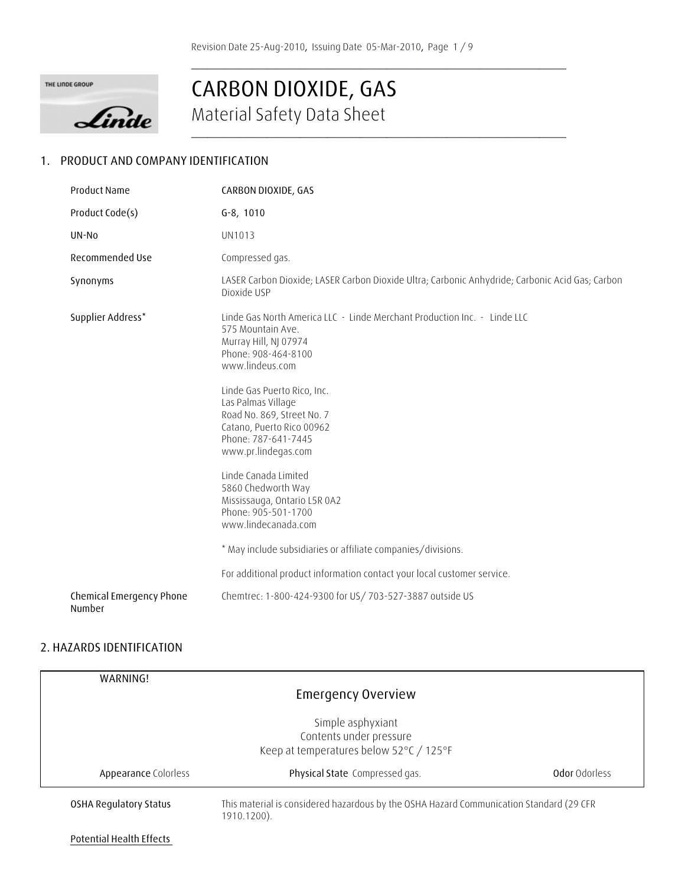# CARBON DIOXIDE, GAS

## Material Safety Data Sheet

## 1. PRODUCT AND COMPANY IDENTIFICATION

| | |
|---|---|
| Product Name | CARBON DIOXIDE, GAS |
| Product Code(s) | G-8, 1010 |
| UN-No | UN1013 |
| Recommended Use | Compressed gas. |
| Synonyms | LASER Carbon Dioxide; LASER Carbon Dioxide Ultra; Carbonic Anhydride; Carbonic Acid Gas; Carbon Dioxide USP |
| Supplier Address* | Linde Gas North America LLC - Linde Merchant Production Inc. - Linde LLC<br>575 Mountain Ave.<br>Murray Hill, NJ 07974<br>Phone: 908-464-8100<br>www.lindeus.com<br><br>Linde Gas Puerto Rico, Inc.<br>Las Palmas Village<br>Road No. 869, Street No. 7<br>Catano, Puerto Rico 00962<br>Phone: 787-641-7445<br>www.pr.lindegas.com<br><br>Linde Canada Limited<br>5860 Chedworth Way<br>Mississauga, Ontario L5R 0A2<br>Phone: 905-501-1700<br>www.lindecanada.com<br><br>* May include subsidiaries or affiliate companies/divisions.<br><br>For additional product information contact your local customer service. |
| Chemical Emergency Phone Number | Chemtrec: 1-800-424-9300 for US/ 703-527-3887 outside US |

## 2. HAZARDS IDENTIFICATION

WARNING!

**Emergency Overview**

Simple asphyxiant
Contents under pressure
Keep at temperatures below 52°C / 125°F

**Appearance** Colorless | **Physical State** Compressed gas. | **Odor** Odorless

| | |
|---|---|
| OSHA Regulatory Status | This material is considered hazardous by the OSHA Hazard Communication Standard (29 CFR 1910.1200). |

Potential Health Effects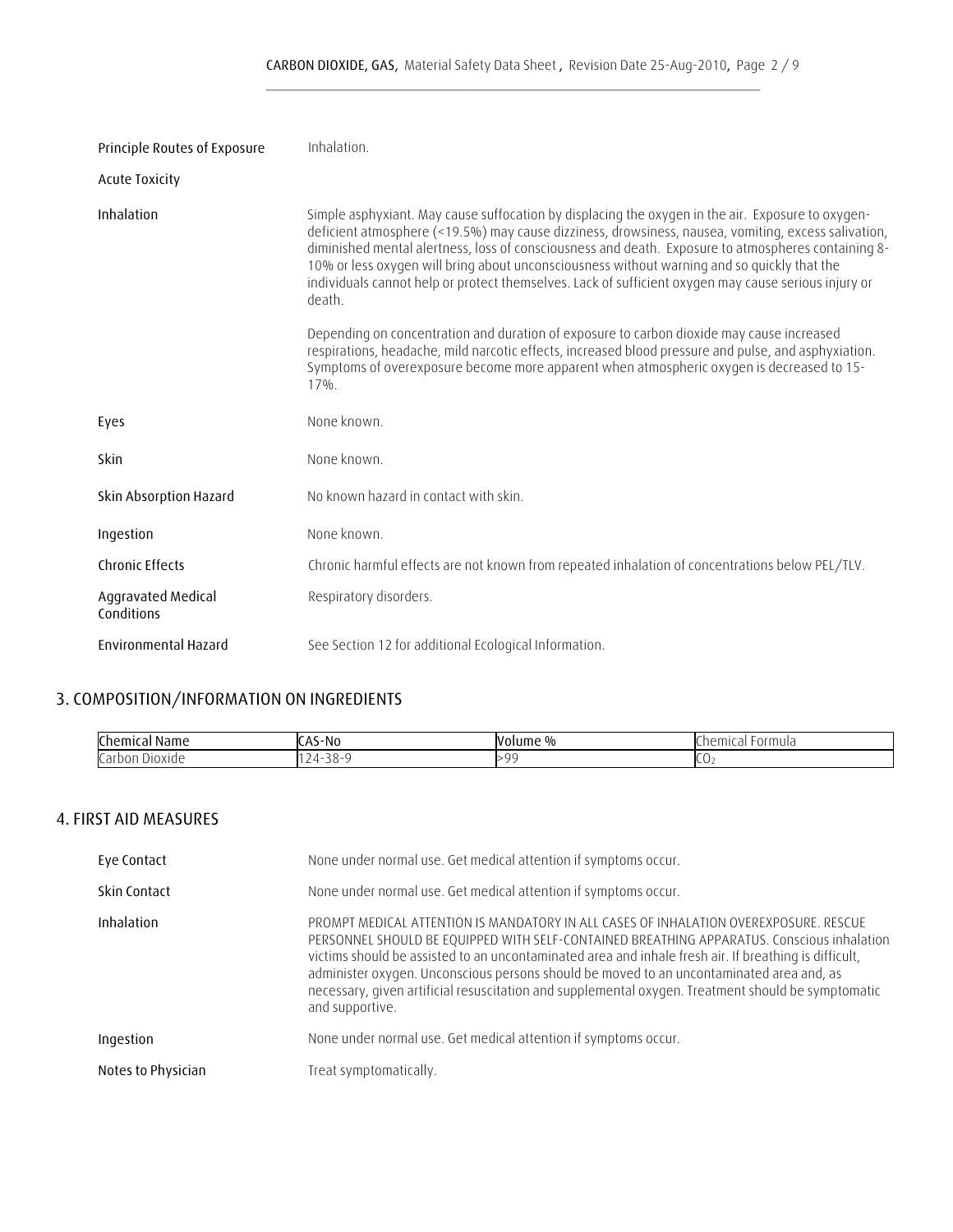| | |
|---|---|
| Principle Routes of Exposure | Inhalation. |
| Acute Toxicity | |
| Inhalation | Simple asphyxiant. May cause suffocation by displacing the oxygen in the air. Exposure to oxygen-deficient atmosphere (<19.5%) may cause dizziness, drowsiness, nausea, vomiting, excess salivation, diminished mental alertness, loss of consciousness and death. Exposure to atmospheres containing 8-10% or less oxygen will bring about unconsciousness without warning and so quickly that the individuals cannot help or protect themselves. Lack of sufficient oxygen may cause serious injury or death.<br><br>Depending on concentration and duration of exposure to carbon dioxide may cause increased respirations, headache, mild narcotic effects, increased blood pressure and pulse, and asphyxiation. Symptoms of overexposure become more apparent when atmospheric oxygen is decreased to 15-17%. |
| Eyes | None known. |
| Skin | None known. |
| Skin Absorption Hazard | No known hazard in contact with skin. |
| Ingestion | None known. |
| Chronic Effects | Chronic harmful effects are not known from repeated inhalation of concentrations below PEL/TLV. |
| Aggravated Medical Conditions | Respiratory disorders. |
| Environmental Hazard | See Section 12 for additional Ecological Information. |

## 3. COMPOSITION/INFORMATION ON INGREDIENTS

| Chemical Name | CAS-No | Volume % | Chemical Formula |
|---|---|---|---|
| Carbon Dioxide | 124-38-9 | >99 | $CO_2$ |

## 4. FIRST AID MEASURES

| | |
|---|---|
| Eye Contact | None under normal use. Get medical attention if symptoms occur. |
| Skin Contact | None under normal use. Get medical attention if symptoms occur. |
| Inhalation | PROMPT MEDICAL ATTENTION IS MANDATORY IN ALL CASES OF INHALATION OVEREXPOSURE. RESCUE PERSONNEL SHOULD BE EQUIPPED WITH SELF-CONTAINED BREATHING APPARATUS. Conscious inhalation victims should be assisted to an uncontaminated area and inhale fresh air. If breathing is difficult, administer oxygen. Unconscious persons should be moved to an uncontaminated area and, as necessary, given artificial resuscitation and supplemental oxygen. Treatment should be symptomatic and supportive. |
| Ingestion | None under normal use. Get medical attention if symptoms occur. |
| Notes to Physician | Treat symptomatically. |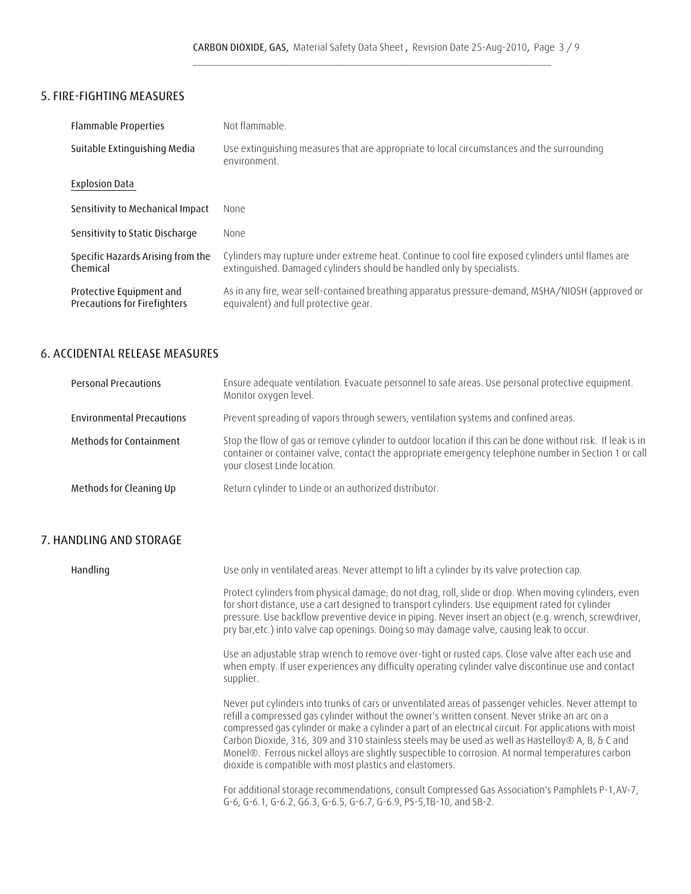## 5. FIRE-FIGHTING MEASURES

| | |
|---|---|
| Flammable Properties | Not flammable. |
| Suitable Extinguishing Media | Use extinguishing measures that are appropriate to local circumstances and the surrounding environment. |

Explosion Data

| | |
|---|---|
| Sensitivity to Mechanical Impact | None |
| Sensitivity to Static Discharge | None |
| Specific Hazards Arising from the Chemical | Cylinders may rupture under extreme heat. Continue to cool fire exposed cylinders until flames are extinguished. Damaged cylinders should be handled only by specialists. |
| Protective Equipment and Precautions for Firefighters | As in any fire, wear self-contained breathing apparatus pressure-demand, MSHA/NIOSH (approved or equivalent) and full protective gear. |

## 6. ACCIDENTAL RELEASE MEASURES

| | |
|---|---|
| Personal Precautions | Ensure adequate ventilation. Evacuate personnel to safe areas. Use personal protective equipment. Monitor oxygen level. |
| Environmental Precautions | Prevent spreading of vapors through sewers, ventilation systems and confined areas. |
| Methods for Containment | Stop the flow of gas or remove cylinder to outdoor location if this can be done without risk. If leak is in container or container valve, contact the appropriate emergency telephone number in Section 1 or call your closest Linde location. |
| Methods for Cleaning Up | Return cylinder to Linde or an authorized distributor. |

## 7. HANDLING AND STORAGE

**Handling**

Use only in ventilated areas. Never attempt to lift a cylinder by its valve protection cap.

Protect cylinders from physical damage; do not drag, roll, slide or drop. When moving cylinders, even for short distance, use a cart designed to transport cylinders. Use equipment rated for cylinder pressure. Use backflow preventive device in piping. Never insert an object (e.g. wrench, screwdriver, pry bar,etc.) into valve cap openings. Doing so may damage valve, causing leak to occur.

Use an adjustable strap wrench to remove over-tight or rusted caps. Close valve after each use and when empty. If user experiences any difficulty operating cylinder valve discontinue use and contact supplier.

Never put cylinders into trunks of cars or unventilated areas of passenger vehicles. Never attempt to refill a compressed gas cylinder without the owner's written consent. Never strike an arc on a compressed gas cylinder or make a cylinder a part of an electrical circuit. For applications with moist Carbon Dioxide, 316, 309 and 310 stainless steels may be used as well as Hastelloy® A, B, & C and Monel®. Ferrous nickel alloys are slightly suspectible to corrosion. At normal temperatures carbon dioxide is compatible with most plastics and elastomers.

For additional storage recommendations, consult Compressed Gas Association's Pamphlets P-1,AV-7, G-6, G-6.1, G-6.2, G6.3, G-6.5, G-6.7, G-6.9, PS-5,TB-10, and SB-2.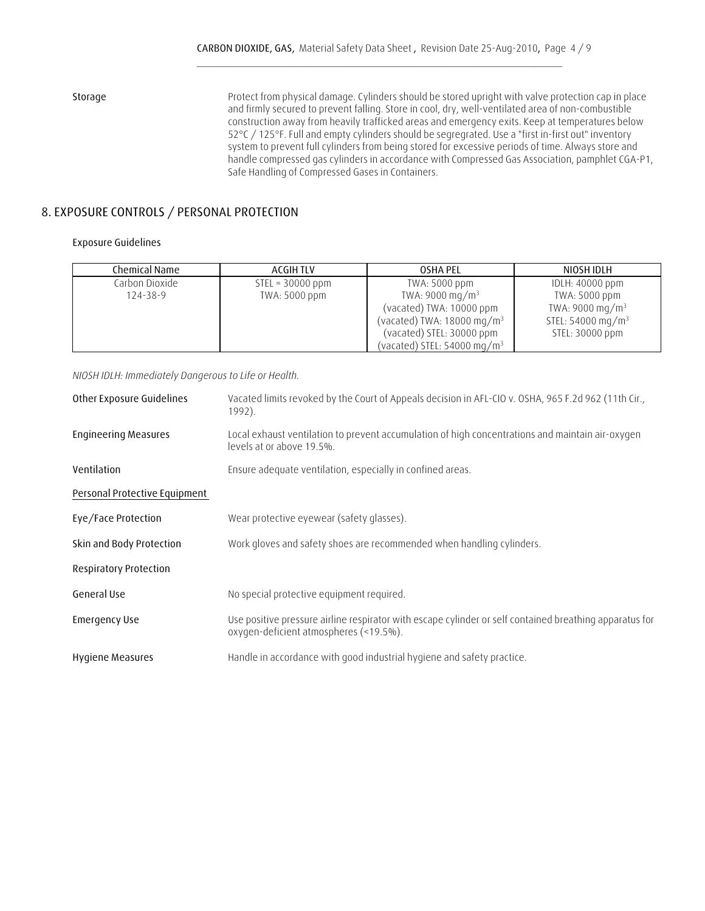**Storage** Protect from physical damage. Cylinders should be stored upright with valve protection cap in place and firmly secured to prevent falling. Store in cool, dry, well-ventilated area of non-combustible construction away from heavily trafficked areas and emergency exits. Keep at temperatures below 52°C / 125°F. Full and empty cylinders should be segregrated. Use a "first in-first out" inventory system to prevent full cylinders from being stored for excessive periods of time. Always store and handle compressed gas cylinders in accordance with Compressed Gas Association, pamphlet CGA-P1, Safe Handling of Compressed Gases in Containers.

## 8. EXPOSURE CONTROLS / PERSONAL PROTECTION

### Exposure Guidelines

| Chemical Name | ACGIH TLV | OSHA PEL | NIOSH IDLH |
|---|---|---|---|
| Carbon Dioxide<br>124-38-9 | STEL = 30000 ppm<br>TWA: 5000 ppm | TWA: 5000 ppm<br>TWA: 9000 mg/m³<br>(vacated) TWA: 10000 ppm<br>(vacated) TWA: 18000 mg/m³<br>(vacated) STEL: 30000 ppm<br>(vacated) STEL: 54000 mg/m³ | IDLH: 40000 ppm<br>TWA: 5000 ppm<br>TWA: 9000 mg/m³<br>STEL: 54000 mg/m³<br>STEL: 30000 ppm |

*NIOSH IDLH: Immediately Dangerous to Life or Health.*

**Other Exposure Guidelines** Vacated limits revoked by the Court of Appeals decision in AFL-CIO v. OSHA, 965 F.2d 962 (11th Cir., 1992).

**Engineering Measures** Local exhaust ventilation to prevent accumulation of high concentrations and maintain air-oxygen levels at or above 19.5%.

**Ventilation** Ensure adequate ventilation, especially in confined areas.

**Personal Protective Equipment**

**Eye/Face Protection** Wear protective eyewear (safety glasses).

**Skin and Body Protection** Work gloves and safety shoes are recommended when handling cylinders.

**Respiratory Protection**

**General Use** No special protective equipment required.

**Emergency Use** Use positive pressure airline respirator with escape cylinder or self contained breathing apparatus for oxygen-deficient atmospheres (<19.5%).

**Hygiene Measures** Handle in accordance with good industrial hygiene and safety practice.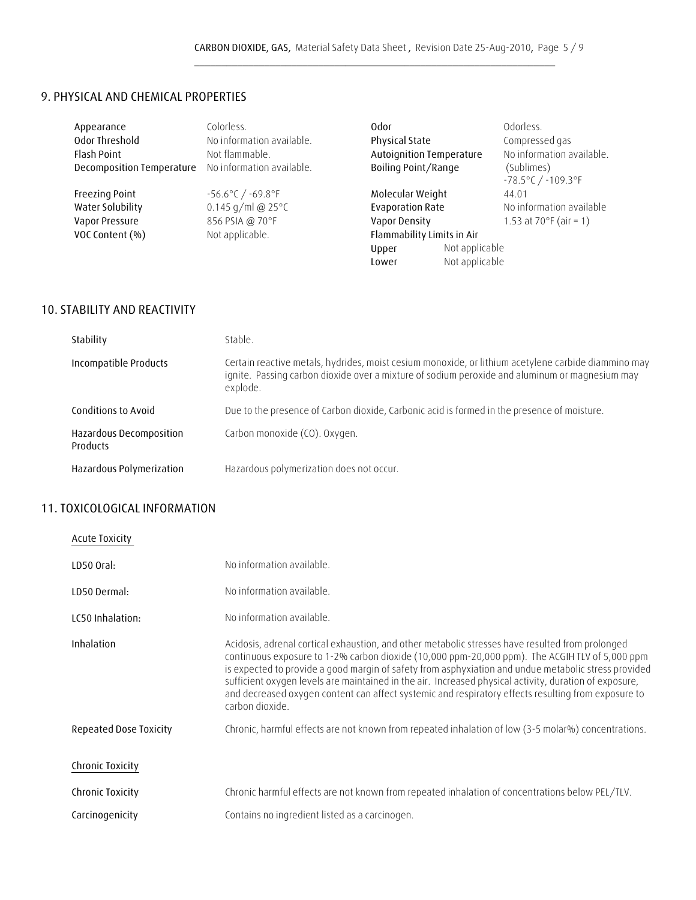## 9. PHYSICAL AND CHEMICAL PROPERTIES

| Property | Value | Property | Value |
|---|---|---|---|
| Appearance | Colorless. | Odor | Odorless. |
| Odor Threshold | No information available. | Physical State | Compressed gas |
| Flash Point | Not flammable. | Autoignition Temperature | No information available. |
| Decomposition Temperature | No information available. | Boiling Point/Range | (Sublimes) -78.5°C / -109.3°F |
| Freezing Point | -56.6°C / -69.8°F | Molecular Weight | 44.01 |
| Water Solubility | 0.145 g/ml @ 25°C | Evaporation Rate | No information available |
| Vapor Pressure | 856 PSIA @ 70°F | Vapor Density | 1.53 at 70°F (air = 1) |
| VOC Content (%) | Not applicable. | Flammability Limits in Air | |
| | | Upper | Not applicable |
| | | Lower | Not applicable |

## 10. STABILITY AND REACTIVITY

| | |
|---|---|
| Stability | Stable. |
| Incompatible Products | Certain reactive metals, hydrides, moist cesium monoxide, or lithium acetylene carbide diammino may ignite. Passing carbon dioxide over a mixture of sodium peroxide and aluminum or magnesium may explode. |
| Conditions to Avoid | Due to the presence of Carbon dioxide, Carbonic acid is formed in the presence of moisture. |
| Hazardous Decomposition Products | Carbon monoxide (CO). Oxygen. |
| Hazardous Polymerization | Hazardous polymerization does not occur. |

## 11. TOXICOLOGICAL INFORMATION

### Acute Toxicity

| | |
|---|---|
| LD50 Oral: | No information available. |
| LD50 Dermal: | No information available. |
| LC50 Inhalation: | No information available. |
| Inhalation | Acidosis, adrenal cortical exhaustion, and other metabolic stresses have resulted from prolonged continuous exposure to 1-2% carbon dioxide (10,000 ppm-20,000 ppm). The ACGIH TLV of 5,000 ppm is expected to provide a good margin of safety from asphyxiation and undue metabolic stress provided sufficient oxygen levels are maintained in the air. Increased physical activity, duration of exposure, and decreased oxygen content can affect systemic and respiratory effects resulting from exposure to carbon dioxide. |
| Repeated Dose Toxicity | Chronic, harmful effects are not known from repeated inhalation of low (3-5 molar%) concentrations. |

### Chronic Toxicity

| | |
|---|---|
| Chronic Toxicity | Chronic harmful effects are not known from repeated inhalation of concentrations below PEL/TLV. |
| Carcinogenicity | Contains no ingredient listed as a carcinogen. |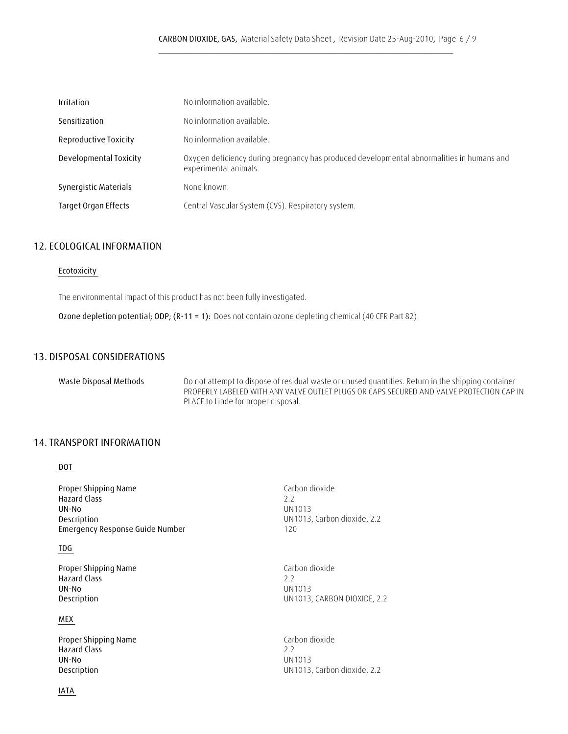| | |
|---|---|
| Irritation | No information available. |
| Sensitization | No information available. |
| Reproductive Toxicity | No information available. |
| Developmental Toxicity | Oxygen deficiency during pregnancy has produced developmental abnormalities in humans and experimental animals. |
| Synergistic Materials | None known. |
| Target Organ Effects | Central Vascular System (CVS). Respiratory system. |

## 12. ECOLOGICAL INFORMATION

### Ecotoxicity

The environmental impact of this product has not been fully investigated.

**Ozone depletion potential; ODP; (R-11 = 1):** Does not contain ozone depleting chemical (40 CFR Part 82).

## 13. DISPOSAL CONSIDERATIONS

| | |
|---|---|
| Waste Disposal Methods | Do not attempt to dispose of residual waste or unused quantities. Return in the shipping container PROPERLY LABELED WITH ANY VALVE OUTLET PLUGS OR CAPS SECURED AND VALVE PROTECTION CAP IN PLACE to Linde for proper disposal. |

## 14. TRANSPORT INFORMATION

### DOT

| | |
|---|---|
| Proper Shipping Name | Carbon dioxide |
| Hazard Class | 2.2 |
| UN-No | UN1013 |
| Description | UN1013, Carbon dioxide, 2.2 |
| Emergency Response Guide Number | 120 |

### TDG

| | |
|---|---|
| Proper Shipping Name | Carbon dioxide |
| Hazard Class | 2.2 |
| UN-No | UN1013 |
| Description | UN1013, CARBON DIOXIDE, 2.2 |

### MEX

| | |
|---|---|
| Proper Shipping Name | Carbon dioxide |
| Hazard Class | 2.2 |
| UN-No | UN1013 |
| Description | UN1013, Carbon dioxide, 2.2 |

### IATA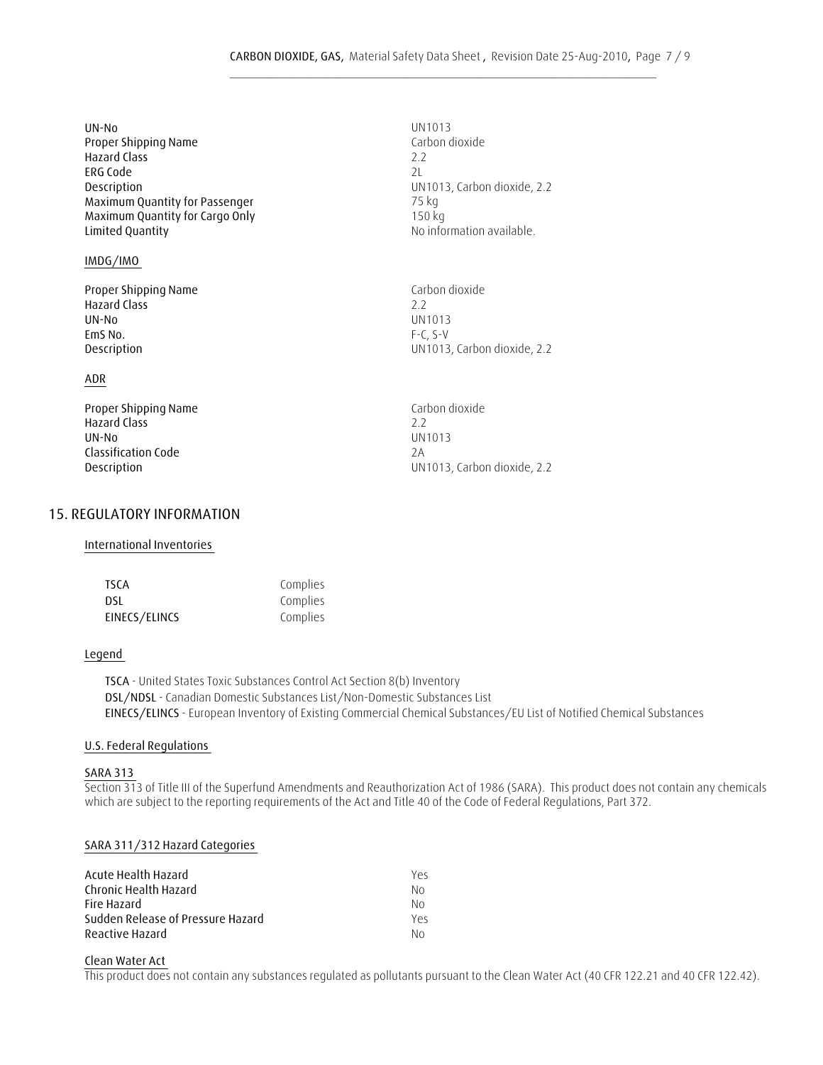| | |
|---|---|
| UN-No | UN1013 |
| Proper Shipping Name | Carbon dioxide |
| Hazard Class | 2.2 |
| ERG Code | 2L |
| Description | UN1013, Carbon dioxide, 2.2 |
| Maximum Quantity for Passenger | 75 kg |
| Maximum Quantity for Cargo Only | 150 kg |
| Limited Quantity | No information available. |

IMDG/IMO

| | |
|---|---|
| Proper Shipping Name | Carbon dioxide |
| Hazard Class | 2.2 |
| UN-No | UN1013 |
| EmS No. | F-C, S-V |
| Description | UN1013, Carbon dioxide, 2.2 |

ADR

| | |
|---|---|
| Proper Shipping Name | Carbon dioxide |
| Hazard Class | 2.2 |
| UN-No | UN1013 |
| Classification Code | 2A |
| Description | UN1013, Carbon dioxide, 2.2 |

## 15. REGULATORY INFORMATION

International Inventories

| | |
|---|---|
| TSCA | Complies |
| DSL | Complies |
| EINECS/ELINCS | Complies |

Legend

**TSCA** - United States Toxic Substances Control Act Section 8(b) Inventory
**DSL/NDSL** - Canadian Domestic Substances List/Non-Domestic Substances List
**EINECS/ELINCS** - European Inventory of Existing Commercial Chemical Substances/EU List of Notified Chemical Substances

U.S. Federal Regulations

SARA 313

Section 313 of Title III of the Superfund Amendments and Reauthorization Act of 1986 (SARA). This product does not contain any chemicals which are subject to the reporting requirements of the Act and Title 40 of the Code of Federal Regulations, Part 372.

SARA 311/312 Hazard Categories

| | |
|---|---|
| Acute Health Hazard | Yes |
| Chronic Health Hazard | No |
| Fire Hazard | No |
| Sudden Release of Pressure Hazard | Yes |
| Reactive Hazard | No |

Clean Water Act

This product does not contain any substances regulated as pollutants pursuant to the Clean Water Act (40 CFR 122.21 and 40 CFR 122.42).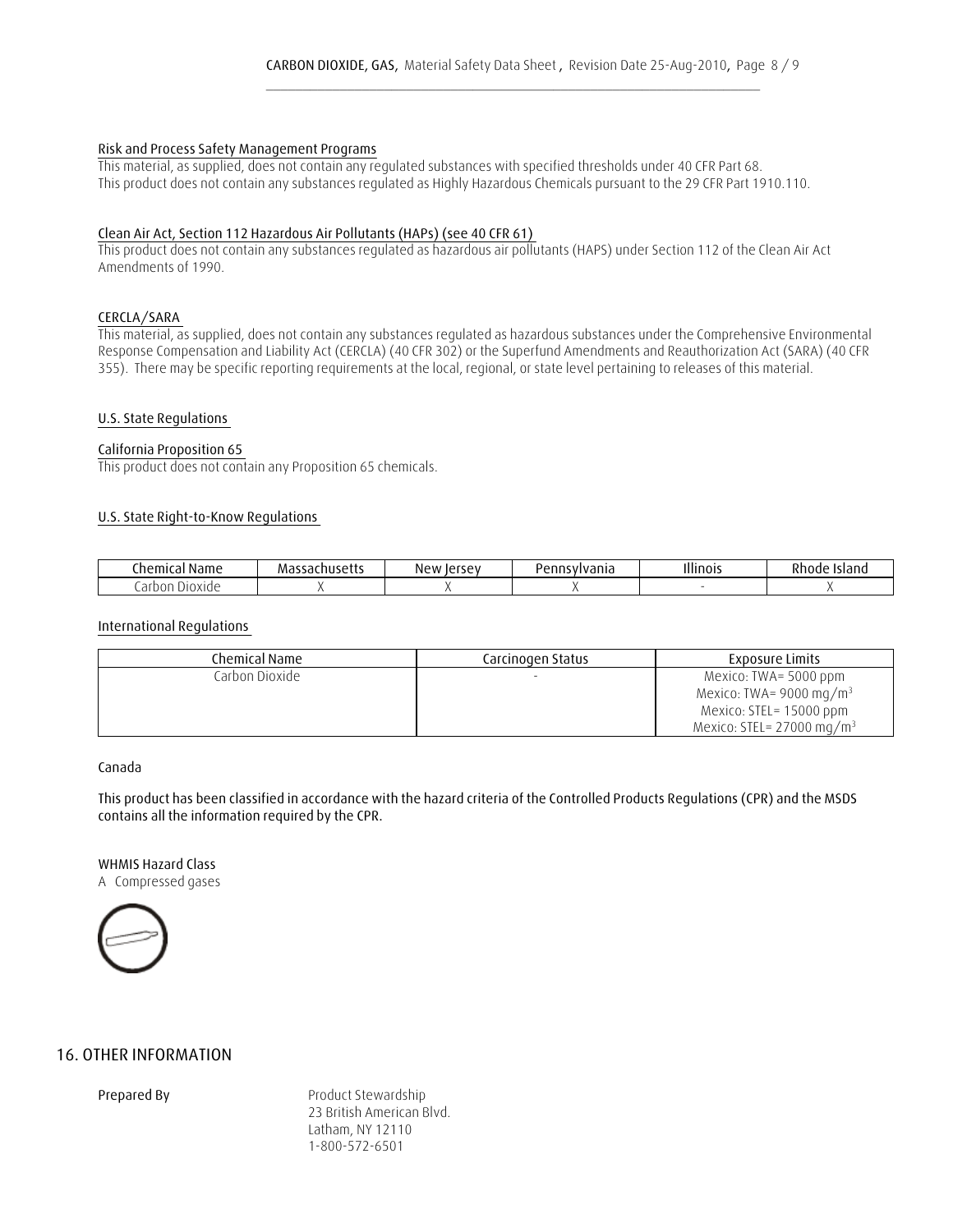### Risk and Process Safety Management Programs

This material, as supplied, does not contain any regulated substances with specified thresholds under 40 CFR Part 68.
This product does not contain any substances regulated as Highly Hazardous Chemicals pursuant to the 29 CFR Part 1910.110.

### Clean Air Act, Section 112 Hazardous Air Pollutants (HAPs) (see 40 CFR 61)

This product does not contain any substances regulated as hazardous air pollutants (HAPS) under Section 112 of the Clean Air Act Amendments of 1990.

### CERCLA/SARA

This material, as supplied, does not contain any substances regulated as hazardous substances under the Comprehensive Environmental Response Compensation and Liability Act (CERCLA) (40 CFR 302) or the Superfund Amendments and Reauthorization Act (SARA) (40 CFR 355). There may be specific reporting requirements at the local, regional, or state level pertaining to releases of this material.

### U.S. State Regulations

### California Proposition 65

This product does not contain any Proposition 65 chemicals.

### U.S. State Right-to-Know Regulations

| Chemical Name | Massachusetts | New Jersey | Pennsylvania | Illinois | Rhode Island |
|---|---|---|---|---|---|
| Carbon Dioxide | X | X | X | - | X |

### International Regulations

| Chemical Name | Carcinogen Status | Exposure Limits |
|---|---|---|
| Carbon Dioxide | - | Mexico: TWA= 5000 ppm<br>Mexico: TWA= 9000 mg/m$^3$<br>Mexico: STEL= 15000 ppm<br>Mexico: STEL= 27000 mg/m$^3$ |

Canada

This product has been classified in accordance with the hazard criteria of the Controlled Products Regulations (CPR) and the MSDS contains all the information required by the CPR.

WHMIS Hazard Class

A Compressed gases

## 16. OTHER INFORMATION

Prepared By

Product Stewardship
23 British American Blvd.
Latham, NY 12110
1-800-572-6501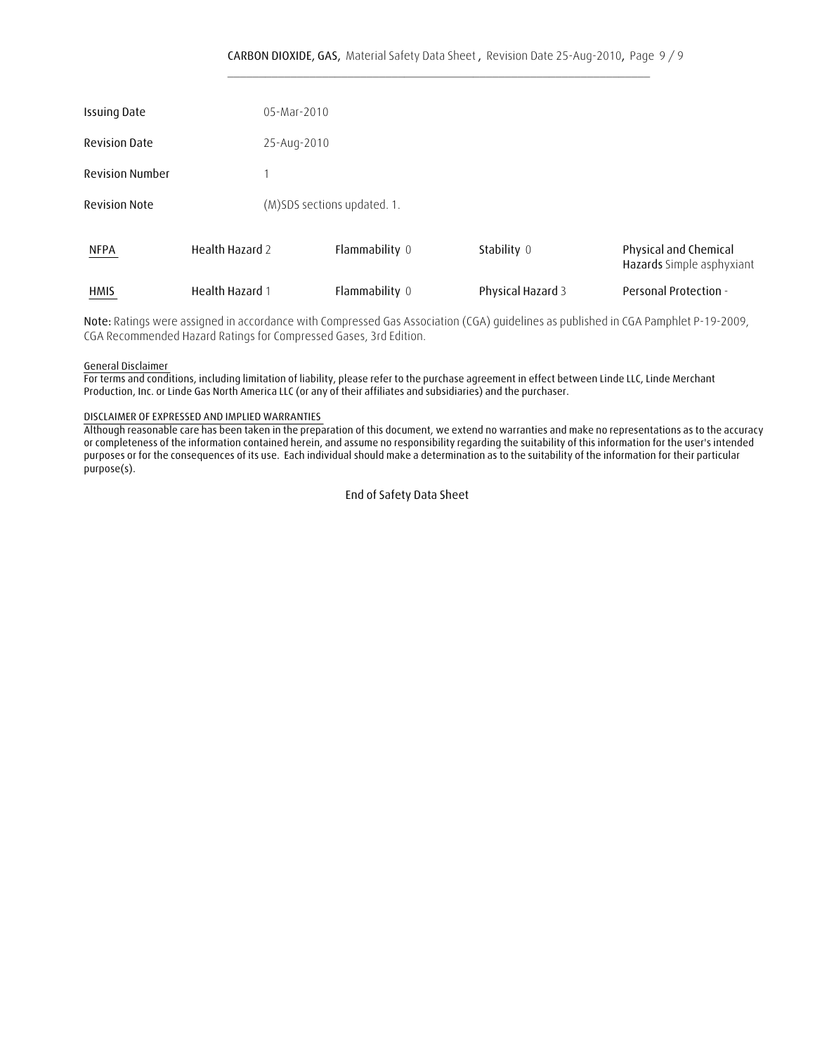| | |
|---|---|
| Issuing Date | 05-Mar-2010 |
| Revision Date | 25-Aug-2010 |
| Revision Number | 1 |
| Revision Note | (M)SDS sections updated. 1. |

| | | | | |
|---|---|---|---|---|
| NFPA | Health Hazard 2 | Flammability 0 | Stability 0 | Physical and Chemical Hazards Simple asphyxiant |
| HMIS | Health Hazard 1 | Flammability 0 | Physical Hazard 3 | Personal Protection - |

**Note:** Ratings were assigned in accordance with Compressed Gas Association (CGA) guidelines as published in CGA Pamphlet P-19-2009, CGA Recommended Hazard Ratings for Compressed Gases, 3rd Edition.

General Disclaimer

For terms and conditions, including limitation of liability, please refer to the purchase agreement in effect between Linde LLC, Linde Merchant Production, Inc. or Linde Gas North America LLC (or any of their affiliates and subsidiaries) and the purchaser.

DISCLAIMER OF EXPRESSED AND IMPLIED WARRANTIES

Although reasonable care has been taken in the preparation of this document, we extend no warranties and make no representations as to the accuracy or completeness of the information contained herein, and assume no responsibility regarding the suitability of this information for the user's intended purposes or for the consequences of its use. Each individual should make a determination as to the suitability of the information for their particular purpose(s).

End of Safety Data Sheet